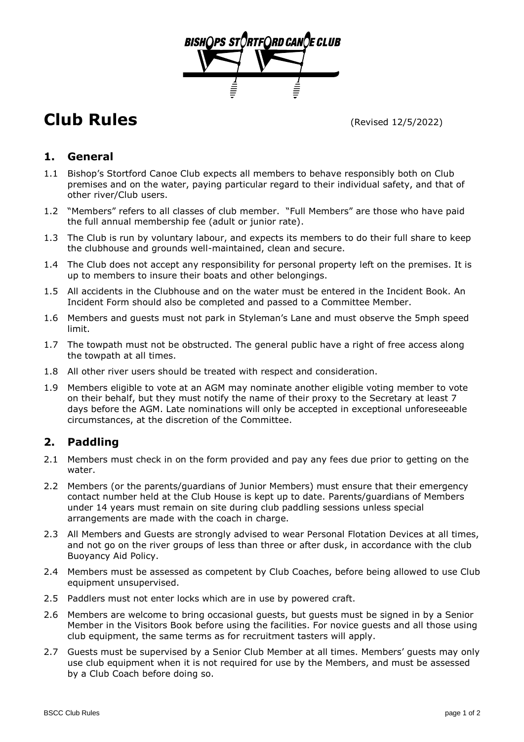BISHOPS STORTFORD CANOE CLUB

# Club Rules

(Revised 12/5/2022)

## 1. General

1.1 Bishop's Stortford Canoe Club expects all members to behave responsibly both on Club premises and on the water, paying particular regard to their individual safety, and that of other river/Club users.

1.2 "Members" refers to all classes of club member. "Full Members" are those who have paid the full annual membership fee (adult or junior rate).

1.3 The Club is run by voluntary labour, and expects its members to do their full share to keep the clubhouse and grounds well-maintained, clean and secure.

1.4 The Club does not accept any responsibility for personal property left on the premises. It is up to members to insure their boats and other belongings.

1.5 All accidents in the Clubhouse and on the water must be entered in the Incident Book. An Incident Form should also be completed and passed to a Committee Member.

1.6 Members and guests must not park in Styleman's Lane and must observe the 5mph speed limit.

1.7 The towpath must not be obstructed. The general public have a right of free access along the towpath at all times.

1.8 All other river users should be treated with respect and consideration.

1.9 Members eligible to vote at an AGM may nominate another eligible voting member to vote on their behalf, but they must notify the name of their proxy to the Secretary at least 7 days before the AGM. Late nominations will only be accepted in exceptional unforeseeable circumstances, at the discretion of the Committee.

## 2. Paddling

2.1 Members must check in on the form provided and pay any fees due prior to getting on the water.

2.2 Members (or the parents/guardians of Junior Members) must ensure that their emergency contact number held at the Club House is kept up to date. Parents/guardians of Members under 14 years must remain on site during club paddling sessions unless special arrangements are made with the coach in charge.

2.3 All Members and Guests are strongly advised to wear Personal Flotation Devices at all times, and not go on the river groups of less than three or after dusk, in accordance with the club Buoyancy Aid Policy.

2.4 Members must be assessed as competent by Club Coaches, before being allowed to use Club equipment unsupervised.

2.5 Paddlers must not enter locks which are in use by powered craft.

2.6 Members are welcome to bring occasional guests, but guests must be signed in by a Senior Member in the Visitors Book before using the facilities. For novice guests and all those using club equipment, the same terms as for recruitment tasters will apply.

2.7 Guests must be supervised by a Senior Club Member at all times. Members' guests may only use club equipment when it is not required for use by the Members, and must be assessed by a Club Coach before doing so.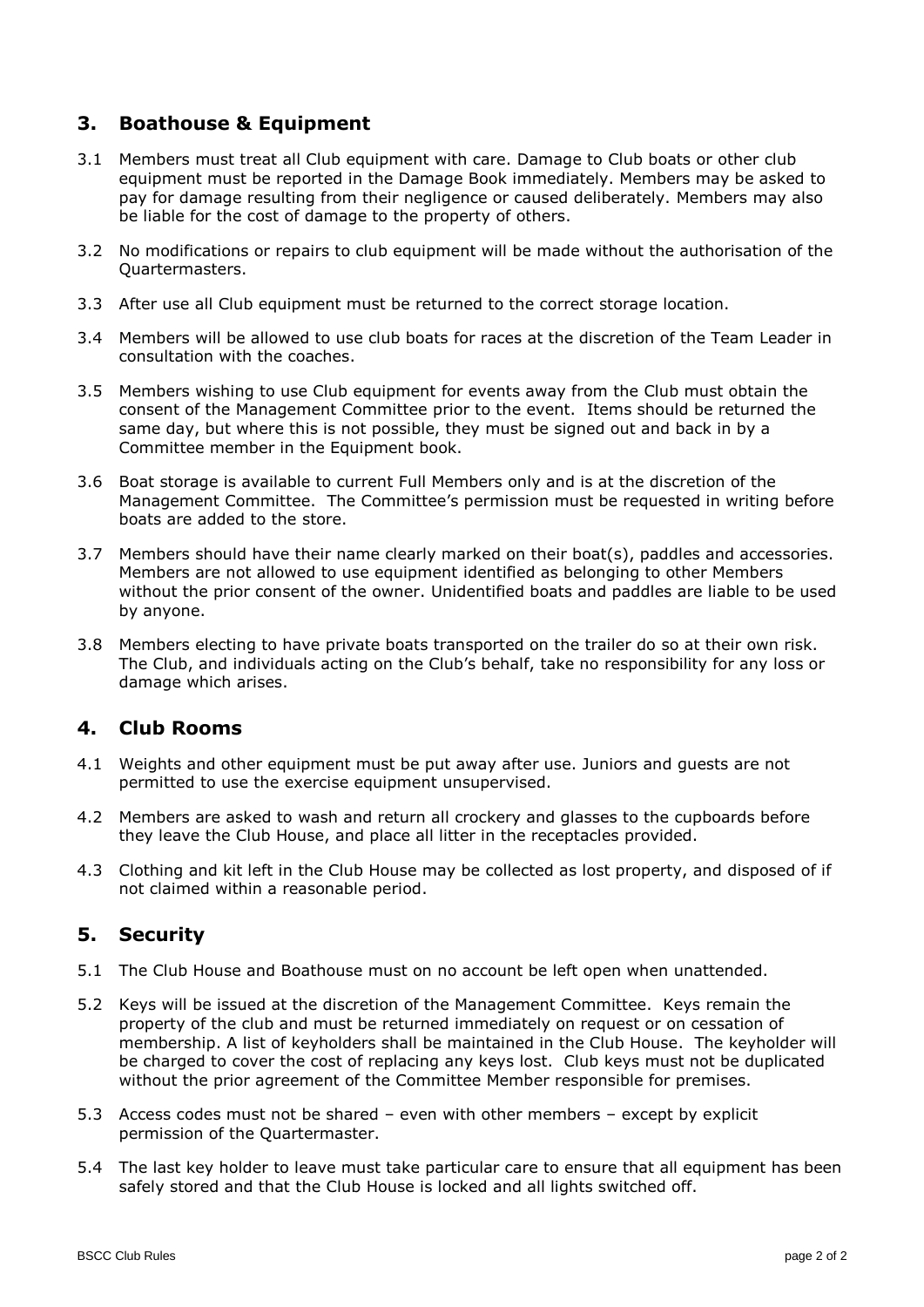## 3. Boathouse & Equipment

3.1 Members must treat all Club equipment with care. Damage to Club boats or other club equipment must be reported in the Damage Book immediately. Members may be asked to pay for damage resulting from their negligence or caused deliberately. Members may also be liable for the cost of damage to the property of others.

3.2 No modifications or repairs to club equipment will be made without the authorisation of the Quartermasters.

3.3 After use all Club equipment must be returned to the correct storage location.

3.4 Members will be allowed to use club boats for races at the discretion of the Team Leader in consultation with the coaches.

3.5 Members wishing to use Club equipment for events away from the Club must obtain the consent of the Management Committee prior to the event. Items should be returned the same day, but where this is not possible, they must be signed out and back in by a Committee member in the Equipment book.

3.6 Boat storage is available to current Full Members only and is at the discretion of the Management Committee. The Committee's permission must be requested in writing before boats are added to the store.

3.7 Members should have their name clearly marked on their boat(s), paddles and accessories. Members are not allowed to use equipment identified as belonging to other Members without the prior consent of the owner. Unidentified boats and paddles are liable to be used by anyone.

3.8 Members electing to have private boats transported on the trailer do so at their own risk. The Club, and individuals acting on the Club's behalf, take no responsibility for any loss or damage which arises.

## 4. Club Rooms

4.1 Weights and other equipment must be put away after use. Juniors and guests are not permitted to use the exercise equipment unsupervised.

4.2 Members are asked to wash and return all crockery and glasses to the cupboards before they leave the Club House, and place all litter in the receptacles provided.

4.3 Clothing and kit left in the Club House may be collected as lost property, and disposed of if not claimed within a reasonable period.

## 5. Security

5.1 The Club House and Boathouse must on no account be left open when unattended.

5.2 Keys will be issued at the discretion of the Management Committee. Keys remain the property of the club and must be returned immediately on request or on cessation of membership. A list of keyholders shall be maintained in the Club House. The keyholder will be charged to cover the cost of replacing any keys lost. Club keys must not be duplicated without the prior agreement of the Committee Member responsible for premises.

5.3 Access codes must not be shared – even with other members – except by explicit permission of the Quartermaster.

5.4 The last key holder to leave must take particular care to ensure that all equipment has been safely stored and that the Club House is locked and all lights switched off.